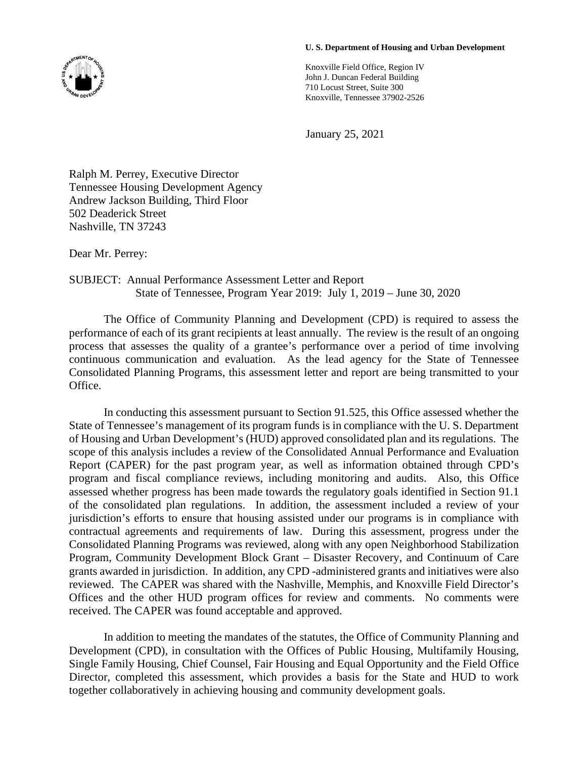**U. S. Department of Housing and Urban Development**

Knoxville Field Office, Region IV
John J. Duncan Federal Building
710 Locust Street, Suite 300
Knoxville, Tennessee 37902-2526

January 25, 2021

Ralph M. Perrey, Executive Director
Tennessee Housing Development Agency
Andrew Jackson Building, Third Floor
502 Deaderick Street
Nashville, TN 37243

Dear Mr. Perrey:

SUBJECT: Annual Performance Assessment Letter and Report
State of Tennessee, Program Year 2019: July 1, 2019 – June 30, 2020

The Office of Community Planning and Development (CPD) is required to assess the performance of each of its grant recipients at least annually. The review is the result of an ongoing process that assesses the quality of a grantee's performance over a period of time involving continuous communication and evaluation. As the lead agency for the State of Tennessee Consolidated Planning Programs, this assessment letter and report are being transmitted to your Office.

In conducting this assessment pursuant to Section 91.525, this Office assessed whether the State of Tennessee's management of its program funds is in compliance with the U. S. Department of Housing and Urban Development's (HUD) approved consolidated plan and its regulations. The scope of this analysis includes a review of the Consolidated Annual Performance and Evaluation Report (CAPER) for the past program year, as well as information obtained through CPD's program and fiscal compliance reviews, including monitoring and audits. Also, this Office assessed whether progress has been made towards the regulatory goals identified in Section 91.1 of the consolidated plan regulations. In addition, the assessment included a review of your jurisdiction's efforts to ensure that housing assisted under our programs is in compliance with contractual agreements and requirements of law. During this assessment, progress under the Consolidated Planning Programs was reviewed, along with any open Neighborhood Stabilization Program, Community Development Block Grant – Disaster Recovery, and Continuum of Care grants awarded in jurisdiction. In addition, any CPD -administered grants and initiatives were also reviewed. The CAPER was shared with the Nashville, Memphis, and Knoxville Field Director's Offices and the other HUD program offices for review and comments. No comments were received. The CAPER was found acceptable and approved.

In addition to meeting the mandates of the statutes, the Office of Community Planning and Development (CPD), in consultation with the Offices of Public Housing, Multifamily Housing, Single Family Housing, Chief Counsel, Fair Housing and Equal Opportunity and the Field Office Director, completed this assessment, which provides a basis for the State and HUD to work together collaboratively in achieving housing and community development goals.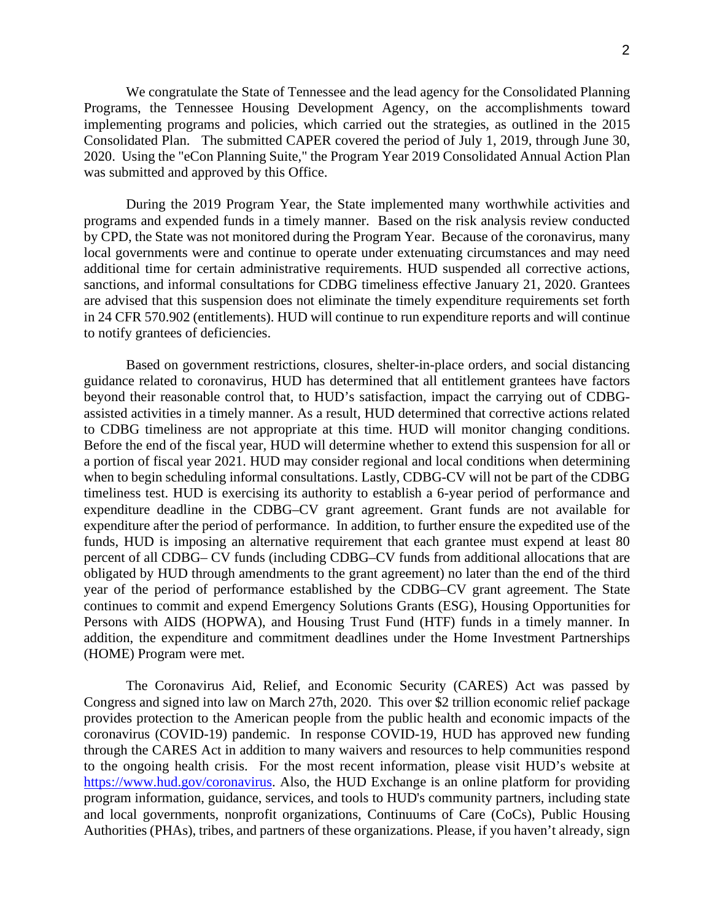We congratulate the State of Tennessee and the lead agency for the Consolidated Planning Programs, the Tennessee Housing Development Agency, on the accomplishments toward implementing programs and policies, which carried out the strategies, as outlined in the 2015 Consolidated Plan. The submitted CAPER covered the period of July 1, 2019, through June 30, 2020. Using the "eCon Planning Suite," the Program Year 2019 Consolidated Annual Action Plan was submitted and approved by this Office.

During the 2019 Program Year, the State implemented many worthwhile activities and programs and expended funds in a timely manner. Based on the risk analysis review conducted by CPD, the State was not monitored during the Program Year. Because of the coronavirus, many local governments were and continue to operate under extenuating circumstances and may need additional time for certain administrative requirements. HUD suspended all corrective actions, sanctions, and informal consultations for CDBG timeliness effective January 21, 2020. Grantees are advised that this suspension does not eliminate the timely expenditure requirements set forth in 24 CFR 570.902 (entitlements). HUD will continue to run expenditure reports and will continue to notify grantees of deficiencies.

Based on government restrictions, closures, shelter-in-place orders, and social distancing guidance related to coronavirus, HUD has determined that all entitlement grantees have factors beyond their reasonable control that, to HUD's satisfaction, impact the carrying out of CDBG-assisted activities in a timely manner. As a result, HUD determined that corrective actions related to CDBG timeliness are not appropriate at this time. HUD will monitor changing conditions. Before the end of the fiscal year, HUD will determine whether to extend this suspension for all or a portion of fiscal year 2021. HUD may consider regional and local conditions when determining when to begin scheduling informal consultations. Lastly, CDBG-CV will not be part of the CDBG timeliness test. HUD is exercising its authority to establish a 6-year period of performance and expenditure deadline in the CDBG–CV grant agreement. Grant funds are not available for expenditure after the period of performance. In addition, to further ensure the expedited use of the funds, HUD is imposing an alternative requirement that each grantee must expend at least 80 percent of all CDBG– CV funds (including CDBG–CV funds from additional allocations that are obligated by HUD through amendments to the grant agreement) no later than the end of the third year of the period of performance established by the CDBG–CV grant agreement. The State continues to commit and expend Emergency Solutions Grants (ESG), Housing Opportunities for Persons with AIDS (HOPWA), and Housing Trust Fund (HTF) funds in a timely manner. In addition, the expenditure and commitment deadlines under the Home Investment Partnerships (HOME) Program were met.

The Coronavirus Aid, Relief, and Economic Security (CARES) Act was passed by Congress and signed into law on March 27th, 2020. This over $2 trillion economic relief package provides protection to the American people from the public health and economic impacts of the coronavirus (COVID-19) pandemic. In response COVID-19, HUD has approved new funding through the CARES Act in addition to many waivers and resources to help communities respond to the ongoing health crisis. For the most recent information, please visit HUD's website at https://www.hud.gov/coronavirus. Also, the HUD Exchange is an online platform for providing program information, guidance, services, and tools to HUD's community partners, including state and local governments, nonprofit organizations, Continuums of Care (CoCs), Public Housing Authorities (PHAs), tribes, and partners of these organizations. Please, if you haven't already, sign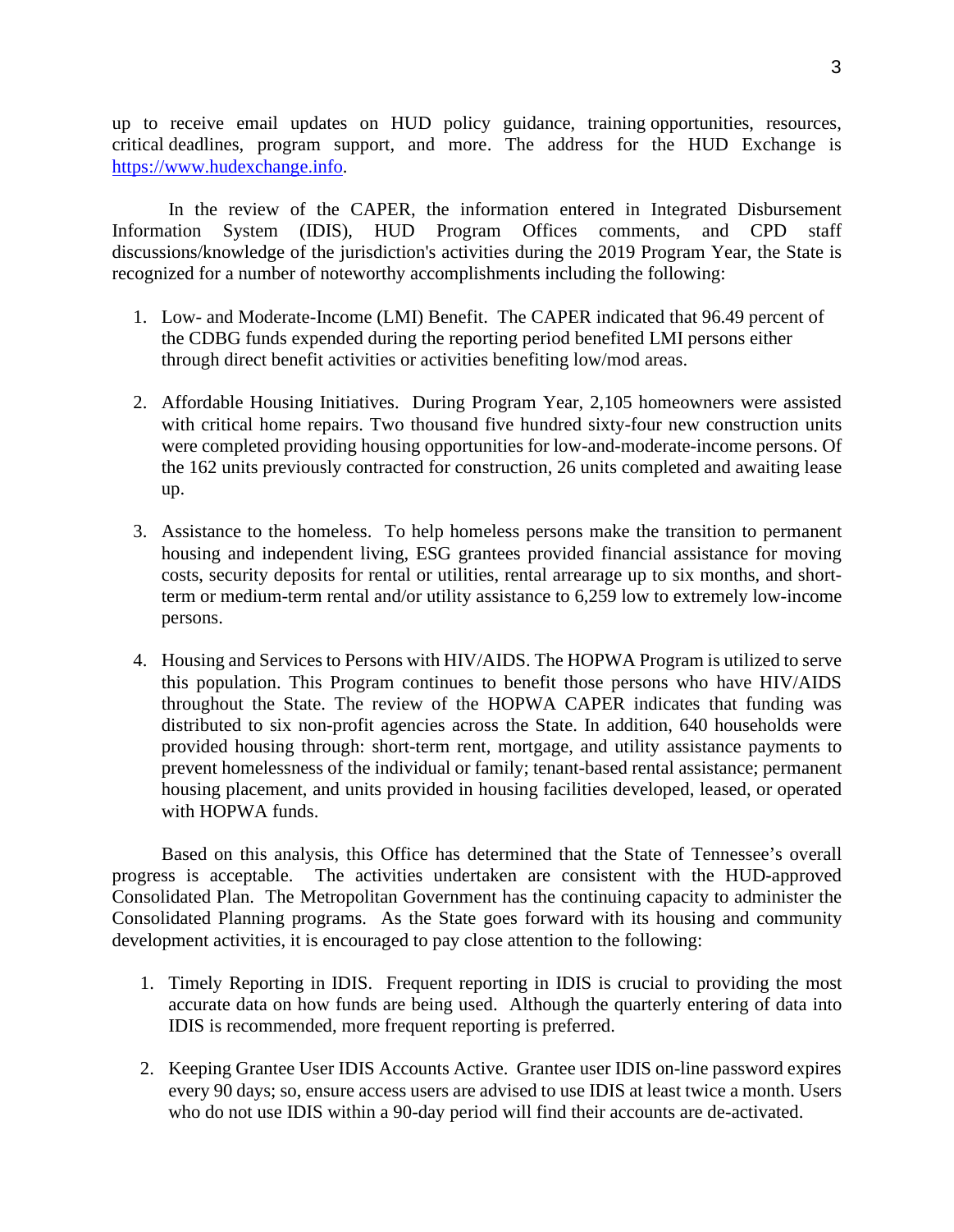up to receive email updates on HUD policy guidance, training opportunities, resources, critical deadlines, program support, and more. The address for the HUD Exchange is https://www.hudexchange.info.

In the review of the CAPER, the information entered in Integrated Disbursement Information System (IDIS), HUD Program Offices comments, and CPD staff discussions/knowledge of the jurisdiction's activities during the 2019 Program Year, the State is recognized for a number of noteworthy accomplishments including the following:

1. Low- and Moderate-Income (LMI) Benefit. The CAPER indicated that 96.49 percent of the CDBG funds expended during the reporting period benefited LMI persons either through direct benefit activities or activities benefiting low/mod areas.

2. Affordable Housing Initiatives. During Program Year, 2,105 homeowners were assisted with critical home repairs. Two thousand five hundred sixty-four new construction units were completed providing housing opportunities for low-and-moderate-income persons. Of the 162 units previously contracted for construction, 26 units completed and awaiting lease up.

3. Assistance to the homeless. To help homeless persons make the transition to permanent housing and independent living, ESG grantees provided financial assistance for moving costs, security deposits for rental or utilities, rental arrearage up to six months, and short-term or medium-term rental and/or utility assistance to 6,259 low to extremely low-income persons.

4. Housing and Services to Persons with HIV/AIDS. The HOPWA Program is utilized to serve this population. This Program continues to benefit those persons who have HIV/AIDS throughout the State. The review of the HOPWA CAPER indicates that funding was distributed to six non-profit agencies across the State. In addition, 640 households were provided housing through: short-term rent, mortgage, and utility assistance payments to prevent homelessness of the individual or family; tenant-based rental assistance; permanent housing placement, and units provided in housing facilities developed, leased, or operated with HOPWA funds.

Based on this analysis, this Office has determined that the State of Tennessee's overall progress is acceptable. The activities undertaken are consistent with the HUD-approved Consolidated Plan. The Metropolitan Government has the continuing capacity to administer the Consolidated Planning programs. As the State goes forward with its housing and community development activities, it is encouraged to pay close attention to the following:

1. Timely Reporting in IDIS. Frequent reporting in IDIS is crucial to providing the most accurate data on how funds are being used. Although the quarterly entering of data into IDIS is recommended, more frequent reporting is preferred.

2. Keeping Grantee User IDIS Accounts Active. Grantee user IDIS on-line password expires every 90 days; so, ensure access users are advised to use IDIS at least twice a month. Users who do not use IDIS within a 90-day period will find their accounts are de-activated.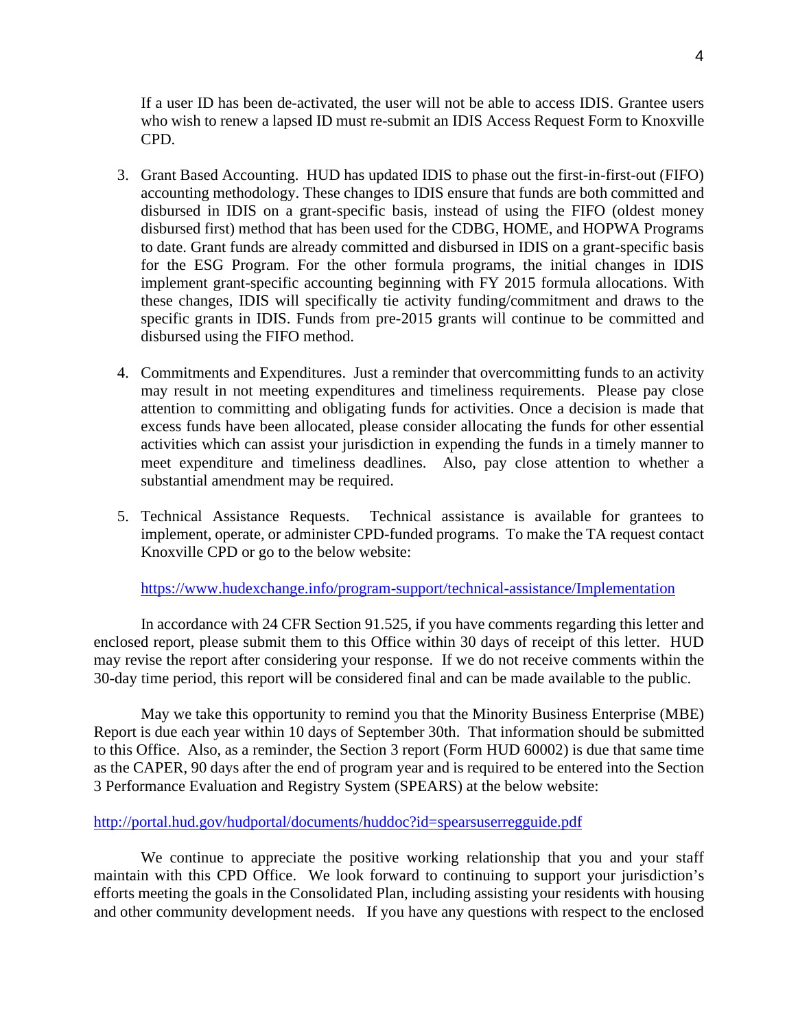If a user ID has been de-activated, the user will not be able to access IDIS. Grantee users who wish to renew a lapsed ID must re-submit an IDIS Access Request Form to Knoxville CPD.

3. Grant Based Accounting. HUD has updated IDIS to phase out the first-in-first-out (FIFO) accounting methodology. These changes to IDIS ensure that funds are both committed and disbursed in IDIS on a grant-specific basis, instead of using the FIFO (oldest money disbursed first) method that has been used for the CDBG, HOME, and HOPWA Programs to date. Grant funds are already committed and disbursed in IDIS on a grant-specific basis for the ESG Program. For the other formula programs, the initial changes in IDIS implement grant-specific accounting beginning with FY 2015 formula allocations. With these changes, IDIS will specifically tie activity funding/commitment and draws to the specific grants in IDIS. Funds from pre-2015 grants will continue to be committed and disbursed using the FIFO method.

4. Commitments and Expenditures. Just a reminder that overcommitting funds to an activity may result in not meeting expenditures and timeliness requirements. Please pay close attention to committing and obligating funds for activities. Once a decision is made that excess funds have been allocated, please consider allocating the funds for other essential activities which can assist your jurisdiction in expending the funds in a timely manner to meet expenditure and timeliness deadlines. Also, pay close attention to whether a substantial amendment may be required.

5. Technical Assistance Requests. Technical assistance is available for grantees to implement, operate, or administer CPD-funded programs. To make the TA request contact Knoxville CPD or go to the below website:

   https://www.hudexchange.info/program-support/technical-assistance/Implementation

In accordance with 24 CFR Section 91.525, if you have comments regarding this letter and enclosed report, please submit them to this Office within 30 days of receipt of this letter. HUD may revise the report after considering your response. If we do not receive comments within the 30-day time period, this report will be considered final and can be made available to the public.

May we take this opportunity to remind you that the Minority Business Enterprise (MBE) Report is due each year within 10 days of September 30th. That information should be submitted to this Office. Also, as a reminder, the Section 3 report (Form HUD 60002) is due that same time as the CAPER, 90 days after the end of program year and is required to be entered into the Section 3 Performance Evaluation and Registry System (SPEARS) at the below website:

http://portal.hud.gov/hudportal/documents/huddoc?id=spearsuserregguide.pdf

We continue to appreciate the positive working relationship that you and your staff maintain with this CPD Office. We look forward to continuing to support your jurisdiction's efforts meeting the goals in the Consolidated Plan, including assisting your residents with housing and other community development needs. If you have any questions with respect to the enclosed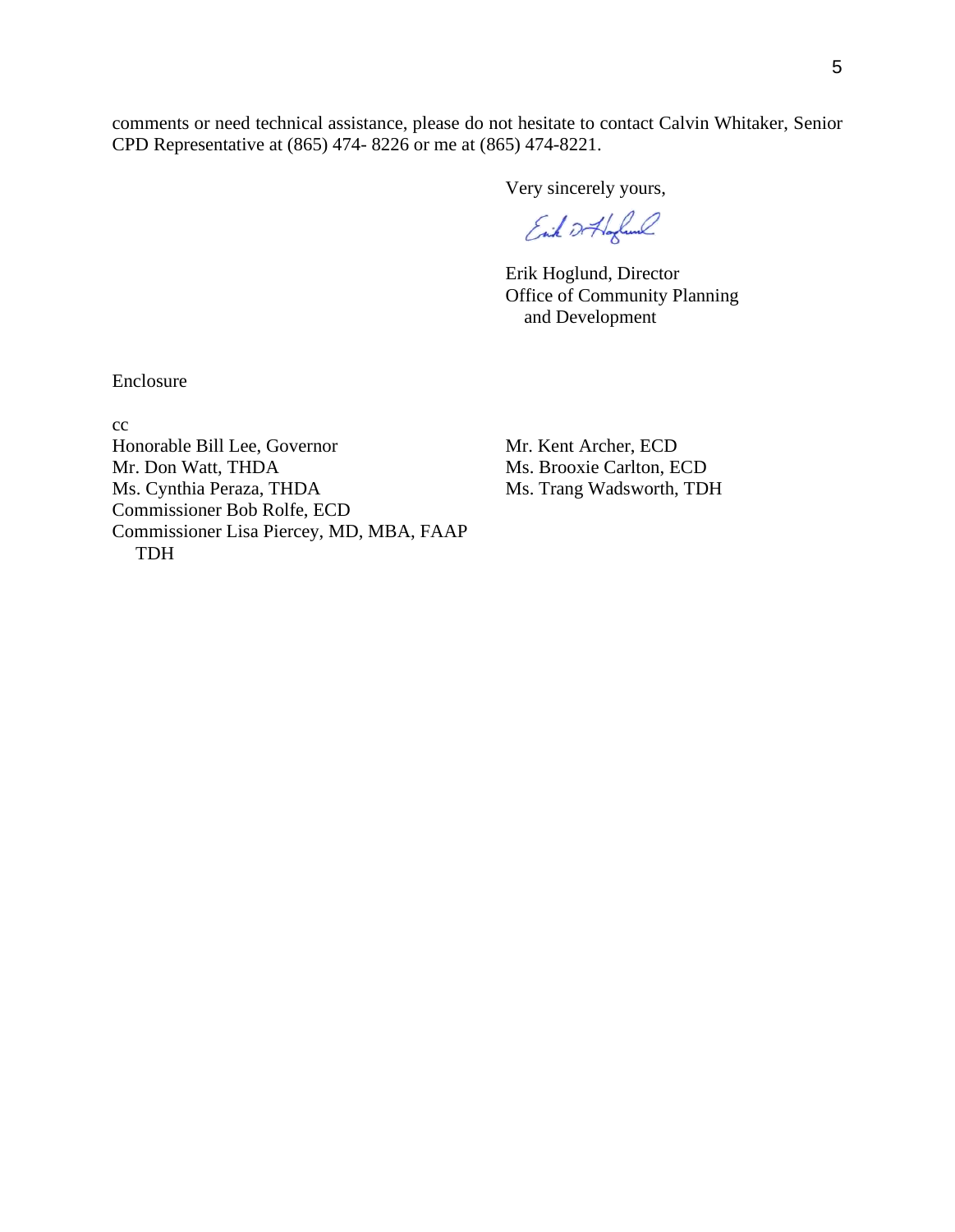comments or need technical assistance, please do not hesitate to contact Calvin Whitaker, Senior CPD Representative at (865) 474- 8226 or me at (865) 474-8221.

Very sincerely yours,

Erik Hoglund, Director
Office of Community Planning
and Development

Enclosure

cc
Honorable Bill Lee, Governor
Mr. Don Watt, THDA
Ms. Cynthia Peraza, THDA
Commissioner Bob Rolfe, ECD
Commissioner Lisa Piercey, MD, MBA, FAAP
TDH
Mr. Kent Archer, ECD
Ms. Brooxie Carlton, ECD
Ms. Trang Wadsworth, TDH